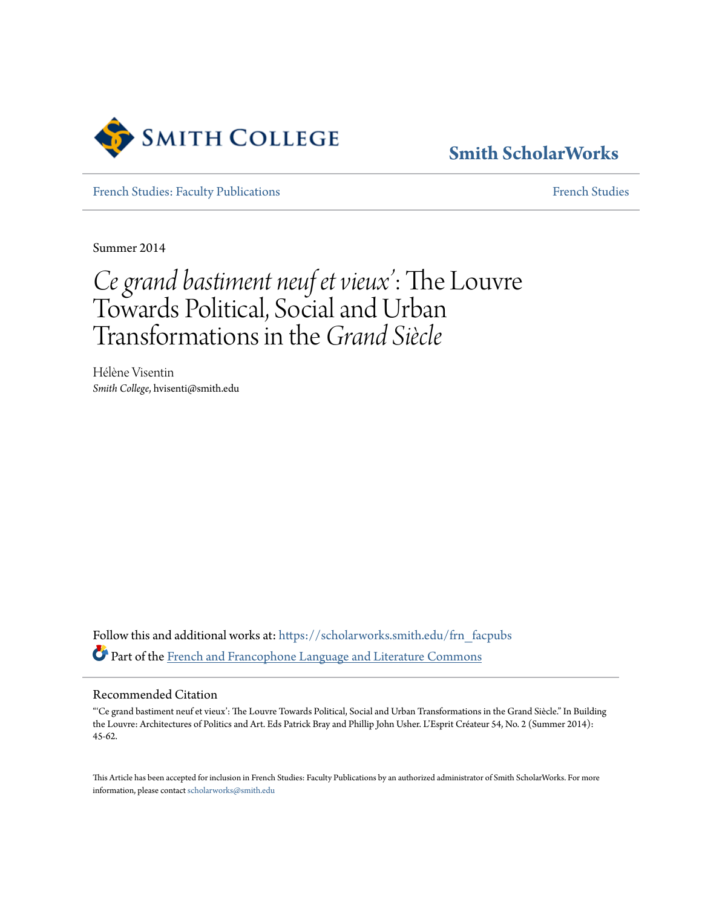Smith College

Smith ScholarWorks

French Studies: Faculty Publications

French Studies

Summer 2014

# *Ce grand bastiment neuf et vieux'*: The Louvre Towards Political, Social and Urban Transformations in the *Grand Siècle*

Hélène Visentin
*Smith College*, hvisenti@smith.edu

Follow this and additional works at: https://scholarworks.smith.edu/frn_facpubs

Part of the French and Francophone Language and Literature Commons

## Recommended Citation

"'Ce grand bastiment neuf et vieux': The Louvre Towards Political, Social and Urban Transformations in the Grand Siècle." In Building the Louvre: Architectures of Politics and Art. Eds Patrick Bray and Phillip John Usher. L'Esprit Créateur 54, No. 2 (Summer 2014): 45-62.

This Article has been accepted for inclusion in French Studies: Faculty Publications by an authorized administrator of Smith ScholarWorks. For more information, please contact scholarworks@smith.edu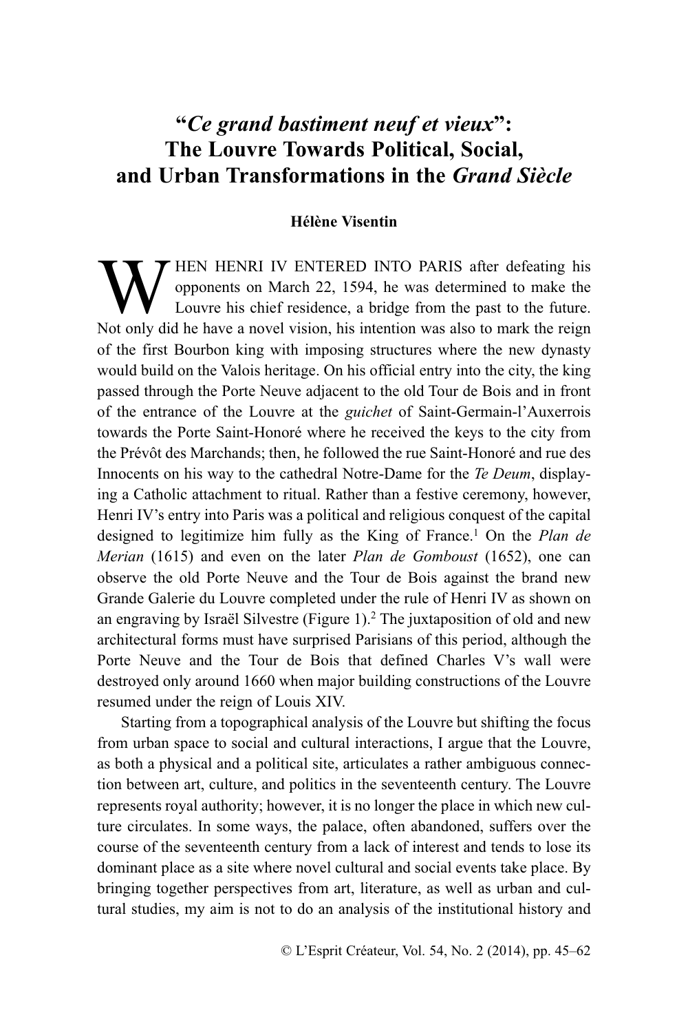# "*Ce grand bastiment neuf et vieux*": The Louvre Towards Political, Social, and Urban Transformations in the *Grand Siècle*

**Hélène Visentin**

WHEN HENRI IV ENTERED INTO PARIS after defeating his opponents on March 22, 1594, he was determined to make the Louvre his chief residence, a bridge from the past to the future. Not only did he have a novel vision, his intention was also to mark the reign of the first Bourbon king with imposing structures where the new dynasty would build on the Valois heritage. On his official entry into the city, the king passed through the Porte Neuve adjacent to the old Tour de Bois and in front of the entrance of the Louvre at the *guichet* of Saint-Germain-l'Auxerrois towards the Porte Saint-Honoré where he received the keys to the city from the Prévôt des Marchands; then, he followed the rue Saint-Honoré and rue des Innocents on his way to the cathedral Notre-Dame for the *Te Deum*, displaying a Catholic attachment to ritual. Rather than a festive ceremony, however, Henri IV's entry into Paris was a political and religious conquest of the capital designed to legitimize him fully as the King of France.[1] On the *Plan de Merian* (1615) and even on the later *Plan de Gomboust* (1652), one can observe the old Porte Neuve and the Tour de Bois against the brand new Grande Galerie du Louvre completed under the rule of Henri IV as shown on an engraving by Israël Silvestre (Figure 1).[2] The juxtaposition of old and new architectural forms must have surprised Parisians of this period, although the Porte Neuve and the Tour de Bois that defined Charles V's wall were destroyed only around 1660 when major building constructions of the Louvre resumed under the reign of Louis XIV.

Starting from a topographical analysis of the Louvre but shifting the focus from urban space to social and cultural interactions, I argue that the Louvre, as both a physical and a political site, articulates a rather ambiguous connection between art, culture, and politics in the seventeenth century. The Louvre represents royal authority; however, it is no longer the place in which new culture circulates. In some ways, the palace, often abandoned, suffers over the course of the seventeenth century from a lack of interest and tends to lose its dominant place as a site where novel cultural and social events take place. By bringing together perspectives from art, literature, as well as urban and cultural studies, my aim is not to do an analysis of the institutional history and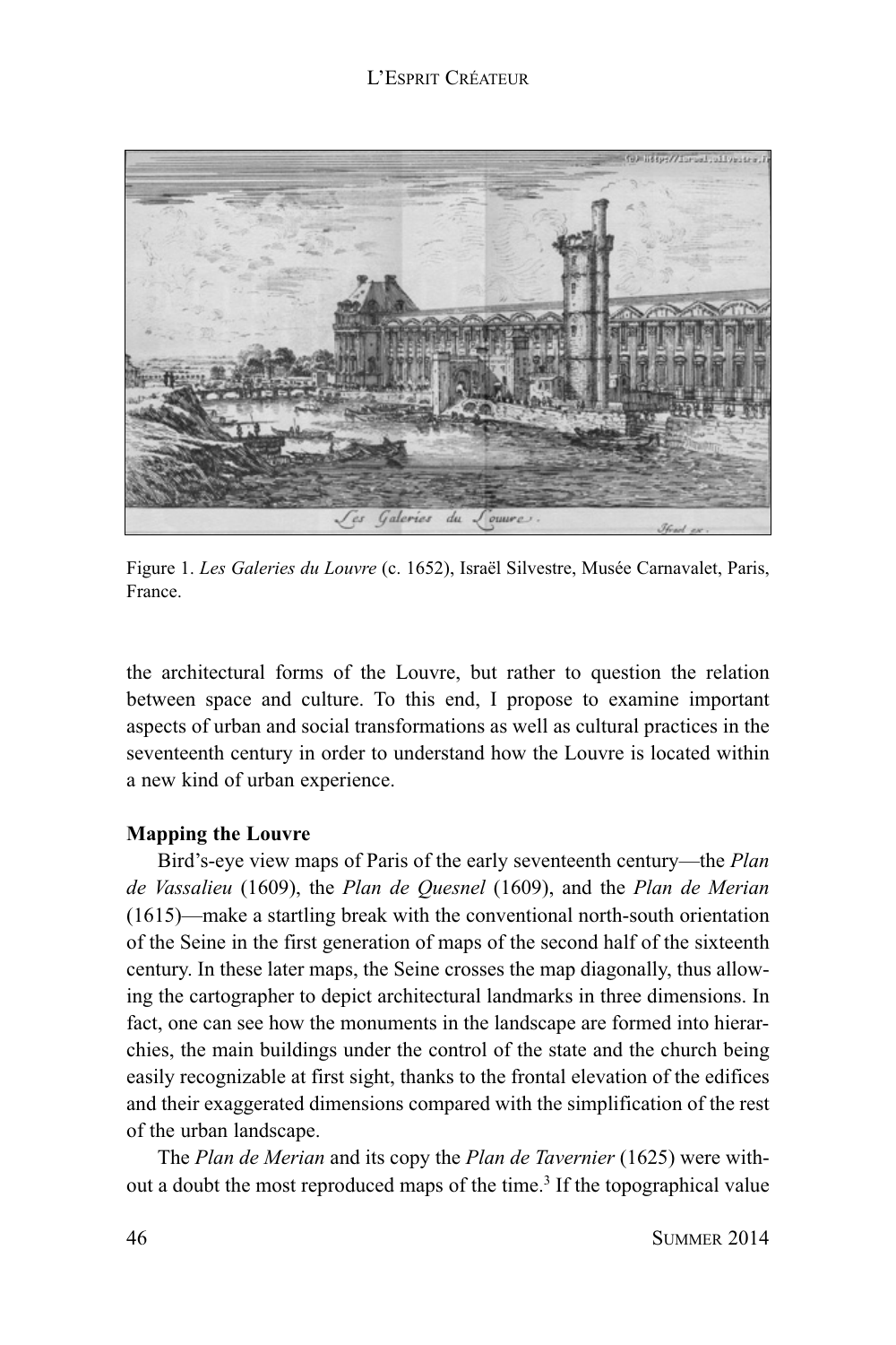Figure 1. *Les Galeries du Louvre* (c. 1652), Israël Silvestre, Musée Carnavalet, Paris, France.

the architectural forms of the Louvre, but rather to question the relation between space and culture. To this end, I propose to examine important aspects of urban and social transformations as well as cultural practices in the seventeenth century in order to understand how the Louvre is located within a new kind of urban experience.

**Mapping the Louvre**

Bird's-eye view maps of Paris of the early seventeenth century—the *Plan de Vassalieu* (1609), the *Plan de Quesnel* (1609), and the *Plan de Merian* (1615)—make a startling break with the conventional north-south orientation of the Seine in the first generation of maps of the second half of the sixteenth century. In these later maps, the Seine crosses the map diagonally, thus allowing the cartographer to depict architectural landmarks in three dimensions. In fact, one can see how the monuments in the landscape are formed into hierarchies, the main buildings under the control of the state and the church being easily recognizable at first sight, thanks to the frontal elevation of the edifices and their exaggerated dimensions compared with the simplification of the rest of the urban landscape.

The *Plan de Merian* and its copy the *Plan de Tavernier* (1625) were without a doubt the most reproduced maps of the time.[3] If the topographical value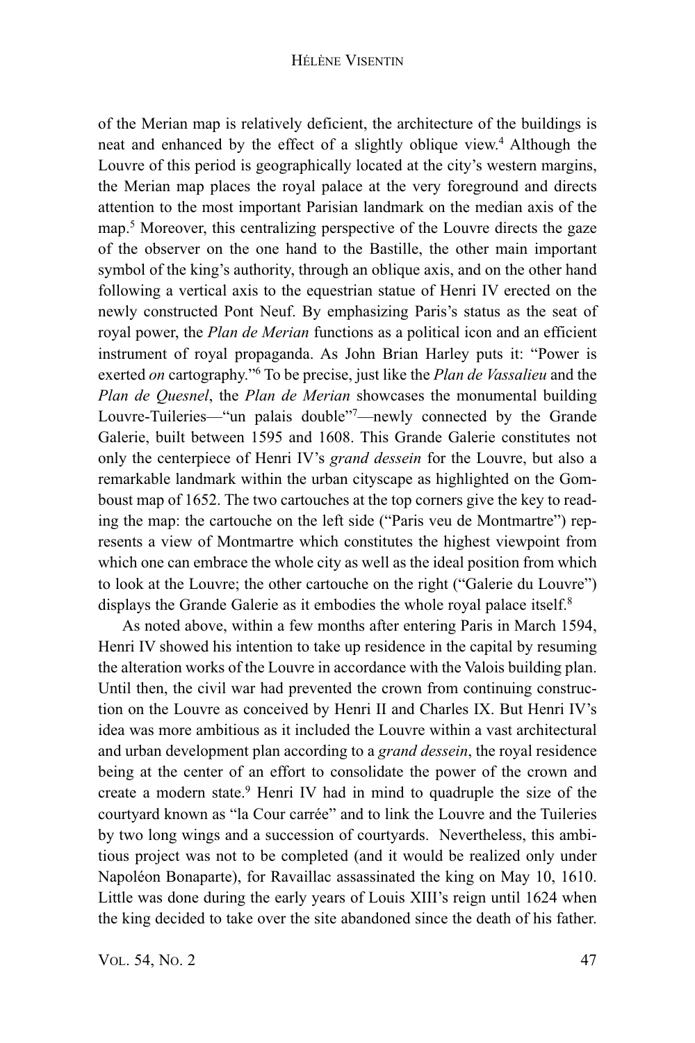of the Merian map is relatively deficient, the architecture of the buildings is neat and enhanced by the effect of a slightly oblique view.[4] Although the Louvre of this period is geographically located at the city's western margins, the Merian map places the royal palace at the very foreground and directs attention to the most important Parisian landmark on the median axis of the map.[5] Moreover, this centralizing perspective of the Louvre directs the gaze of the observer on the one hand to the Bastille, the other main important symbol of the king's authority, through an oblique axis, and on the other hand following a vertical axis to the equestrian statue of Henri IV erected on the newly constructed Pont Neuf. By emphasizing Paris's status as the seat of royal power, the *Plan de Merian* functions as a political icon and an efficient instrument of royal propaganda. As John Brian Harley puts it: "Power is exerted *on* cartography."[6] To be precise, just like the *Plan de Vassalieu* and the *Plan de Quesnel*, the *Plan de Merian* showcases the monumental building Louvre-Tuileries—"un palais double"[7]—newly connected by the Grande Galerie, built between 1595 and 1608. This Grande Galerie constitutes not only the centerpiece of Henri IV's *grand dessein* for the Louvre, but also a remarkable landmark within the urban cityscape as highlighted on the Gomboust map of 1652. The two cartouches at the top corners give the key to reading the map: the cartouche on the left side ("Paris veu de Montmartre") represents a view of Montmartre which constitutes the highest viewpoint from which one can embrace the whole city as well as the ideal position from which to look at the Louvre; the other cartouche on the right ("Galerie du Louvre") displays the Grande Galerie as it embodies the whole royal palace itself.[8]

As noted above, within a few months after entering Paris in March 1594, Henri IV showed his intention to take up residence in the capital by resuming the alteration works of the Louvre in accordance with the Valois building plan. Until then, the civil war had prevented the crown from continuing construction on the Louvre as conceived by Henri II and Charles IX. But Henri IV's idea was more ambitious as it included the Louvre within a vast architectural and urban development plan according to a *grand dessein*, the royal residence being at the center of an effort to consolidate the power of the crown and create a modern state.[9] Henri IV had in mind to quadruple the size of the courtyard known as "la Cour carrée" and to link the Louvre and the Tuileries by two long wings and a succession of courtyards. Nevertheless, this ambitious project was not to be completed (and it would be realized only under Napoléon Bonaparte), for Ravaillac assassinated the king on May 10, 1610. Little was done during the early years of Louis XIII's reign until 1624 when the king decided to take over the site abandoned since the death of his father.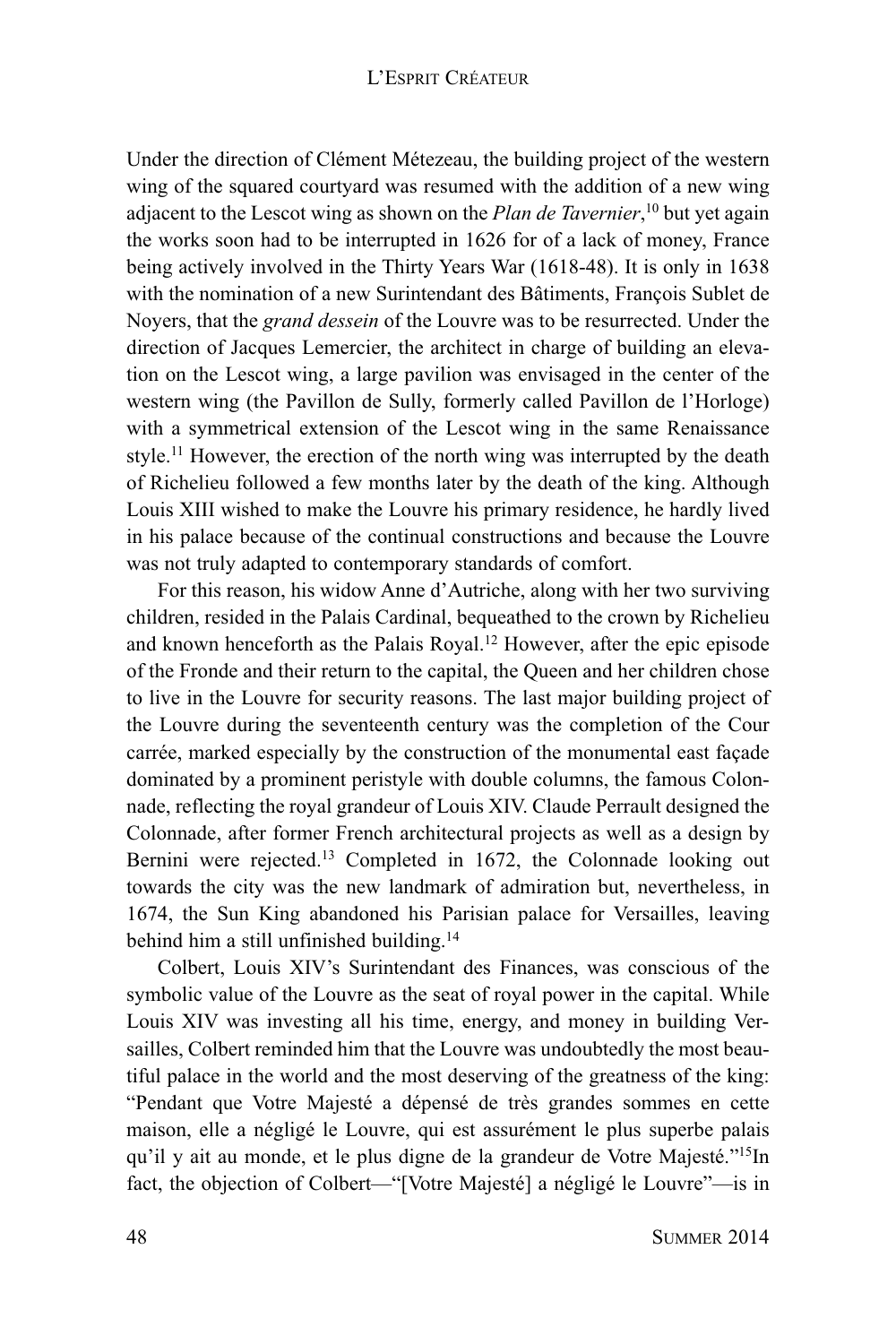Under the direction of Clément Métezeau, the building project of the western wing of the squared courtyard was resumed with the addition of a new wing adjacent to the Lescot wing as shown on the *Plan de Tavernier*,[10] but yet again the works soon had to be interrupted in 1626 for of a lack of money, France being actively involved in the Thirty Years War (1618-48). It is only in 1638 with the nomination of a new Surintendant des Bâtiments, François Sublet de Noyers, that the *grand dessein* of the Louvre was to be resurrected. Under the direction of Jacques Lemercier, the architect in charge of building an elevation on the Lescot wing, a large pavilion was envisaged in the center of the western wing (the Pavillon de Sully, formerly called Pavillon de l'Horloge) with a symmetrical extension of the Lescot wing in the same Renaissance style.[11] However, the erection of the north wing was interrupted by the death of Richelieu followed a few months later by the death of the king. Although Louis XIII wished to make the Louvre his primary residence, he hardly lived in his palace because of the continual constructions and because the Louvre was not truly adapted to contemporary standards of comfort.

For this reason, his widow Anne d'Autriche, along with her two surviving children, resided in the Palais Cardinal, bequeathed to the crown by Richelieu and known henceforth as the Palais Royal.[12] However, after the epic episode of the Fronde and their return to the capital, the Queen and her children chose to live in the Louvre for security reasons. The last major building project of the Louvre during the seventeenth century was the completion of the Cour carrée, marked especially by the construction of the monumental east façade dominated by a prominent peristyle with double columns, the famous Colonnade, reflecting the royal grandeur of Louis XIV. Claude Perrault designed the Colonnade, after former French architectural projects as well as a design by Bernini were rejected.[13] Completed in 1672, the Colonnade looking out towards the city was the new landmark of admiration but, nevertheless, in 1674, the Sun King abandoned his Parisian palace for Versailles, leaving behind him a still unfinished building.[14]

Colbert, Louis XIV's Surintendant des Finances, was conscious of the symbolic value of the Louvre as the seat of royal power in the capital. While Louis XIV was investing all his time, energy, and money in building Versailles, Colbert reminded him that the Louvre was undoubtedly the most beautiful palace in the world and the most deserving of the greatness of the king: "Pendant que Votre Majesté a dépensé de très grandes sommes en cette maison, elle a négligé le Louvre, qui est assurément le plus superbe palais qu'il y ait au monde, et le plus digne de la grandeur de Votre Majesté."[15]In fact, the objection of Colbert—"[Votre Majesté] a négligé le Louvre"—is in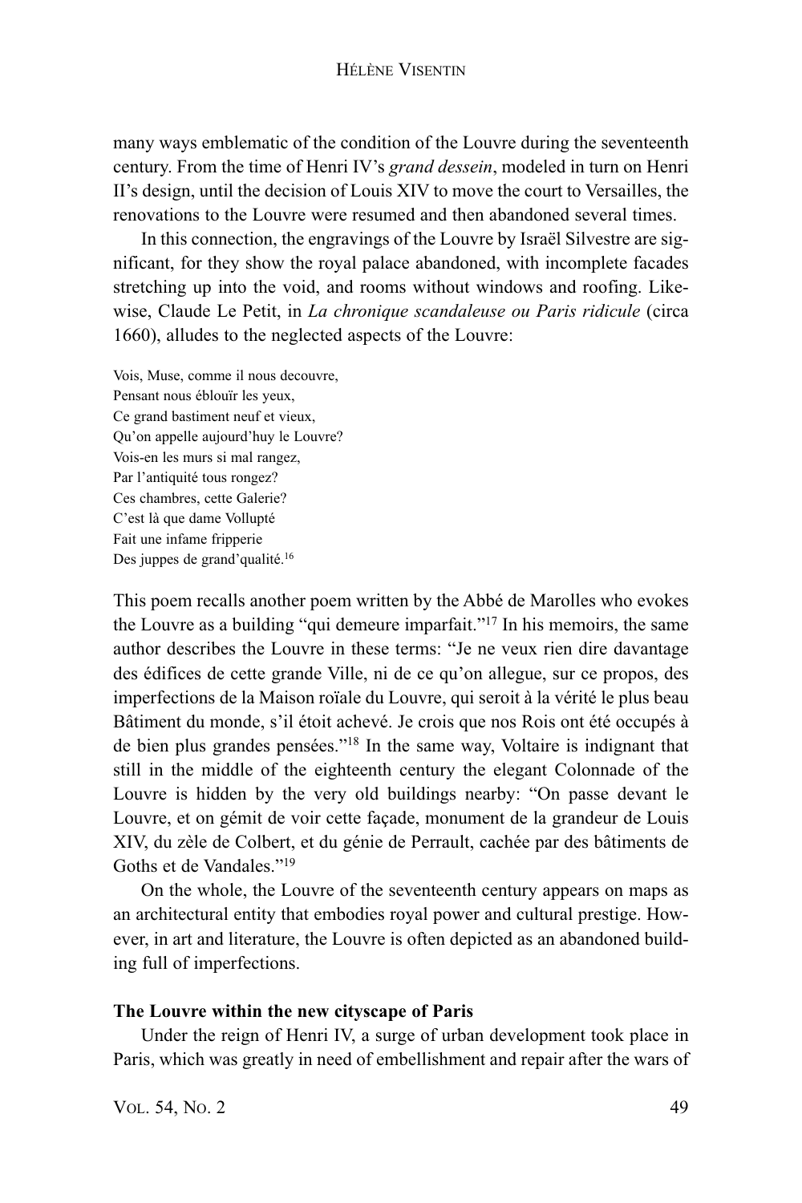many ways emblematic of the condition of the Louvre during the seventeenth century. From the time of Henri IV's *grand dessein*, modeled in turn on Henri II's design, until the decision of Louis XIV to move the court to Versailles, the renovations to the Louvre were resumed and then abandoned several times.

In this connection, the engravings of the Louvre by Israël Silvestre are significant, for they show the royal palace abandoned, with incomplete facades stretching up into the void, and rooms without windows and roofing. Likewise, Claude Le Petit, in *La chronique scandaleuse ou Paris ridicule* (circa 1660), alludes to the neglected aspects of the Louvre:

Vois, Muse, comme il nous decouvre,  
Pensant nous éblouïr les yeux,  
Ce grand bastiment neuf et vieux,  
Qu'on appelle aujourd'huy le Louvre?  
Vois-en les murs si mal rangez,  
Par l'antiquité tous rongez?  
Ces chambres, cette Galerie?  
C'est là que dame Vollupté  
Fait une infame fripperie  
Des juppes de grand'qualité.[16]

This poem recalls another poem written by the Abbé de Marolles who evokes the Louvre as a building "qui demeure imparfait."[17] In his memoirs, the same author describes the Louvre in these terms: "Je ne veux rien dire davantage des édifices de cette grande Ville, ni de ce qu'on allegue, sur ce propos, des imperfections de la Maison roïale du Louvre, qui seroit à la vérité le plus beau Bâtiment du monde, s'il étoit achevé. Je crois que nos Rois ont été occupés à de bien plus grandes pensées."[18] In the same way, Voltaire is indignant that still in the middle of the eighteenth century the elegant Colonnade of the Louvre is hidden by the very old buildings nearby: "On passe devant le Louvre, et on gémit de voir cette façade, monument de la grandeur de Louis XIV, du zèle de Colbert, et du génie de Perrault, cachée par des bâtiments de Goths et de Vandales."[19]

On the whole, the Louvre of the seventeenth century appears on maps as an architectural entity that embodies royal power and cultural prestige. However, in art and literature, the Louvre is often depicted as an abandoned building full of imperfections.

**The Louvre within the new cityscape of Paris**

Under the reign of Henri IV, a surge of urban development took place in Paris, which was greatly in need of embellishment and repair after the wars of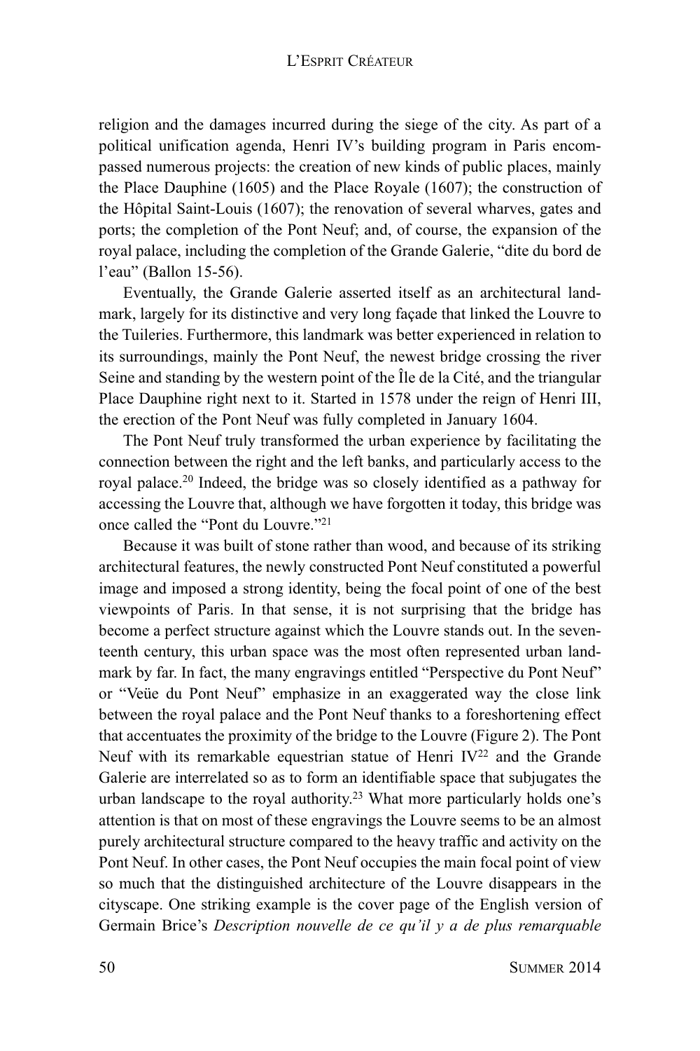religion and the damages incurred during the siege of the city. As part of a political unification agenda, Henri IV's building program in Paris encompassed numerous projects: the creation of new kinds of public places, mainly the Place Dauphine (1605) and the Place Royale (1607); the construction of the Hôpital Saint-Louis (1607); the renovation of several wharves, gates and ports; the completion of the Pont Neuf; and, of course, the expansion of the royal palace, including the completion of the Grande Galerie, "dite du bord de l'eau" (Ballon 15-56).

Eventually, the Grande Galerie asserted itself as an architectural landmark, largely for its distinctive and very long façade that linked the Louvre to the Tuileries. Furthermore, this landmark was better experienced in relation to its surroundings, mainly the Pont Neuf, the newest bridge crossing the river Seine and standing by the western point of the Île de la Cité, and the triangular Place Dauphine right next to it. Started in 1578 under the reign of Henri III, the erection of the Pont Neuf was fully completed in January 1604.

The Pont Neuf truly transformed the urban experience by facilitating the connection between the right and the left banks, and particularly access to the royal palace.[20] Indeed, the bridge was so closely identified as a pathway for accessing the Louvre that, although we have forgotten it today, this bridge was once called the "Pont du Louvre."[21]

Because it was built of stone rather than wood, and because of its striking architectural features, the newly constructed Pont Neuf constituted a powerful image and imposed a strong identity, being the focal point of one of the best viewpoints of Paris. In that sense, it is not surprising that the bridge has become a perfect structure against which the Louvre stands out. In the seventeenth century, this urban space was the most often represented urban landmark by far. In fact, the many engravings entitled "Perspective du Pont Neuf" or "Veüe du Pont Neuf" emphasize in an exaggerated way the close link between the royal palace and the Pont Neuf thanks to a foreshortening effect that accentuates the proximity of the bridge to the Louvre (Figure 2). The Pont Neuf with its remarkable equestrian statue of Henri IV[22] and the Grande Galerie are interrelated so as to form an identifiable space that subjugates the urban landscape to the royal authority.[23] What more particularly holds one's attention is that on most of these engravings the Louvre seems to be an almost purely architectural structure compared to the heavy traffic and activity on the Pont Neuf. In other cases, the Pont Neuf occupies the main focal point of view so much that the distinguished architecture of the Louvre disappears in the cityscape. One striking example is the cover page of the English version of Germain Brice's *Description nouvelle de ce qu'il y a de plus remarquable*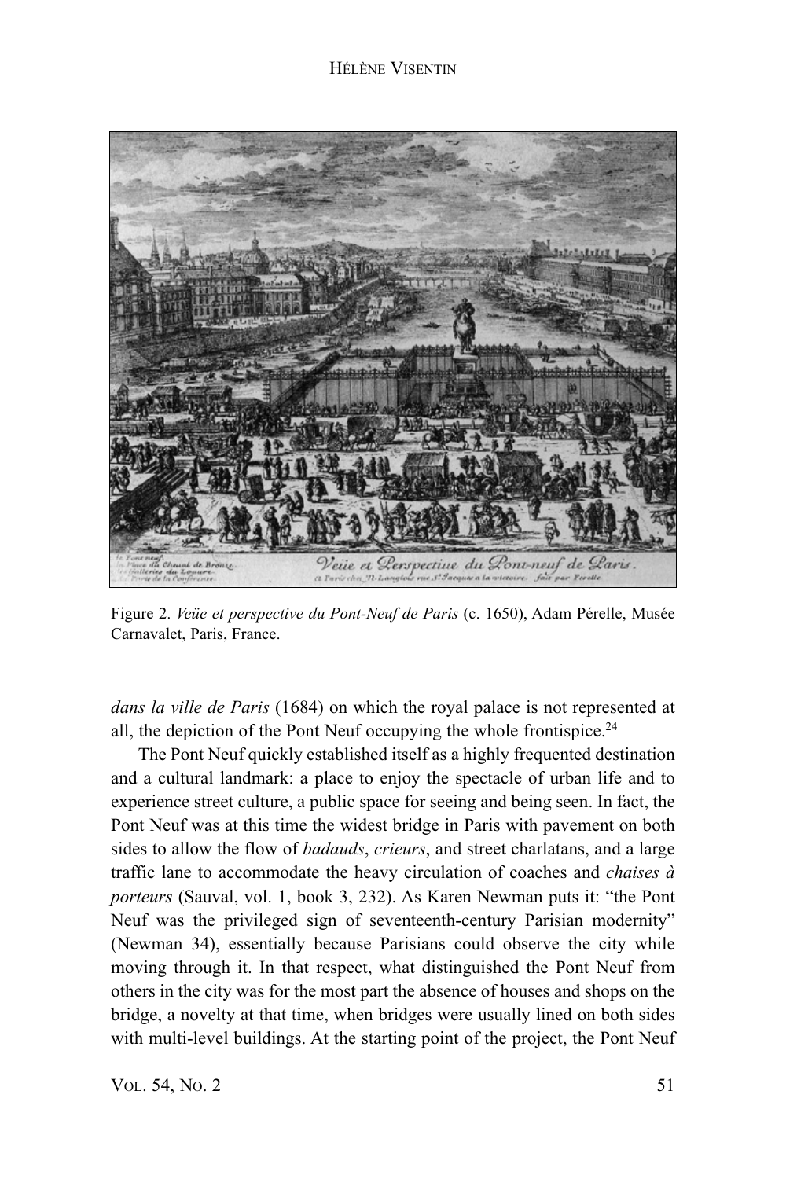Figure 2. *Veüe et perspective du Pont-Neuf de Paris* (c. 1650), Adam Pérelle, Musée Carnavalet, Paris, France.

*dans la ville de Paris* (1684) on which the royal palace is not represented at all, the depiction of the Pont Neuf occupying the whole frontispice.[24]

The Pont Neuf quickly established itself as a highly frequented destination and a cultural landmark: a place to enjoy the spectacle of urban life and to experience street culture, a public space for seeing and being seen. In fact, the Pont Neuf was at this time the widest bridge in Paris with pavement on both sides to allow the flow of *badauds*, *crieurs*, and street charlatans, and a large traffic lane to accommodate the heavy circulation of coaches and *chaises à porteurs* (Sauval, vol. 1, book 3, 232). As Karen Newman puts it: "the Pont Neuf was the privileged sign of seventeenth-century Parisian modernity" (Newman 34), essentially because Parisians could observe the city while moving through it. In that respect, what distinguished the Pont Neuf from others in the city was for the most part the absence of houses and shops on the bridge, a novelty at that time, when bridges were usually lined on both sides with multi-level buildings. At the starting point of the project, the Pont Neuf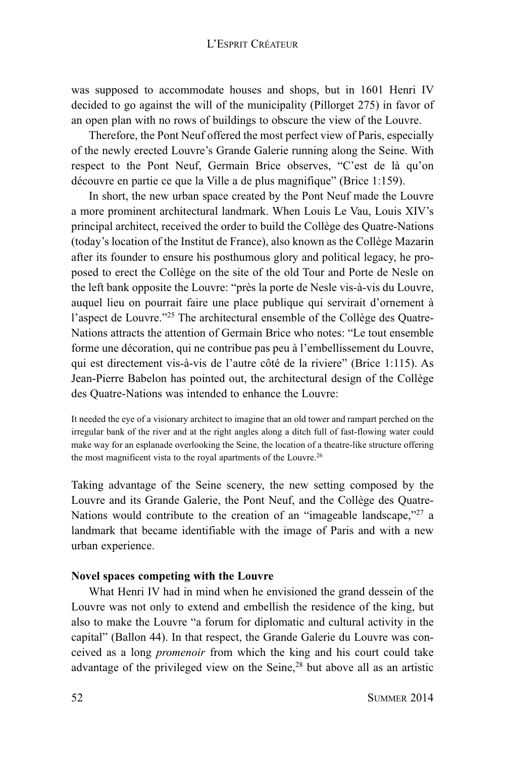was supposed to accommodate houses and shops, but in 1601 Henri IV decided to go against the will of the municipality (Pillorget 275) in favor of an open plan with no rows of buildings to obscure the view of the Louvre.

Therefore, the Pont Neuf offered the most perfect view of Paris, especially of the newly erected Louvre's Grande Galerie running along the Seine. With respect to the Pont Neuf, Germain Brice observes, "C'est de là qu'on découvre en partie ce que la Ville a de plus magnifique" (Brice 1:159).

In short, the new urban space created by the Pont Neuf made the Louvre a more prominent architectural landmark. When Louis Le Vau, Louis XIV's principal architect, received the order to build the Collège des Quatre-Nations (today's location of the Institut de France), also known as the Collège Mazarin after its founder to ensure his posthumous glory and political legacy, he proposed to erect the Collège on the site of the old Tour and Porte de Nesle on the left bank opposite the Louvre: "près la porte de Nesle vis-à-vis du Louvre, auquel lieu on pourrait faire une place publique qui servirait d'ornement à l'aspect de Louvre."[25] The architectural ensemble of the Collège des Quatre-Nations attracts the attention of Germain Brice who notes: "Le tout ensemble forme une décoration, qui ne contribue pas peu à l'embellissement du Louvre, qui est directement vis-à-vis de l'autre côté de la riviere" (Brice 1:115). As Jean-Pierre Babelon has pointed out, the architectural design of the Collège des Quatre-Nations was intended to enhance the Louvre:

> It needed the eye of a visionary architect to imagine that an old tower and rampart perched on the irregular bank of the river and at the right angles along a ditch full of fast-flowing water could make way for an esplanade overlooking the Seine, the location of a theatre-like structure offering the most magnificent vista to the royal apartments of the Louvre.[26]

Taking advantage of the Seine scenery, the new setting composed by the Louvre and its Grande Galerie, the Pont Neuf, and the Collège des Quatre-Nations would contribute to the creation of an "imageable landscape,"[27] a landmark that became identifiable with the image of Paris and with a new urban experience.

**Novel spaces competing with the Louvre**

What Henri IV had in mind when he envisioned the grand dessein of the Louvre was not only to extend and embellish the residence of the king, but also to make the Louvre "a forum for diplomatic and cultural activity in the capital" (Ballon 44). In that respect, the Grande Galerie du Louvre was conceived as a long *promenoir* from which the king and his court could take advantage of the privileged view on the Seine,[28] but above all as an artistic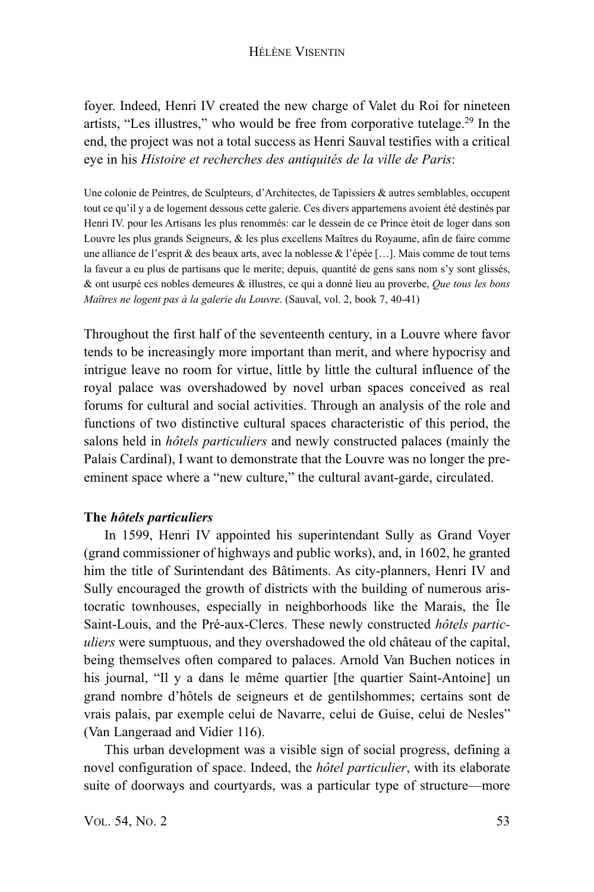foyer. Indeed, Henri IV created the new charge of Valet du Roi for nineteen artists, "Les illustres," who would be free from corporative tutelage.[29] In the end, the project was not a total success as Henri Sauval testifies with a critical eye in his *Histoire et recherches des antiquités de la ville de Paris*:

> Une colonie de Peintres, de Sculpteurs, d'Architectes, de Tapissiers & autres semblables, occupent tout ce qu'il y a de logement dessous cette galerie. Ces divers appartemens avoient été destinés par Henri IV. pour les Artisans les plus renommés: car le dessein de ce Prince étoit de loger dans son Louvre les plus grands Seigneurs, & les plus excellens Maîtres du Royaume, afin de faire comme une alliance de l'esprit & des beaux arts, avec la noblesse & l'épée […]. Mais comme de tout tems la faveur a eu plus de partisans que le merite; depuis, quantité de gens sans nom s'y sont glissés, & ont usurpé ces nobles demeures & illustres, ce qui a donné lieu au proverbe, *Que tous les bons Maîtres ne logent pas à la galerie du Louvre*. (Sauval, vol. 2, book 7, 40-41)

Throughout the first half of the seventeenth century, in a Louvre where favor tends to be increasingly more important than merit, and where hypocrisy and intrigue leave no room for virtue, little by little the cultural influence of the royal palace was overshadowed by novel urban spaces conceived as real forums for cultural and social activities. Through an analysis of the role and functions of two distinctive cultural spaces characteristic of this period, the salons held in *hôtels particuliers* and newly constructed palaces (mainly the Palais Cardinal), I want to demonstrate that the Louvre was no longer the pre-eminent space where a "new culture," the cultural avant-garde, circulated.

### The *hôtels particuliers*

In 1599, Henri IV appointed his superintendant Sully as Grand Voyer (grand commissioner of highways and public works), and, in 1602, he granted him the title of Surintendant des Bâtiments. As city-planners, Henri IV and Sully encouraged the growth of districts with the building of numerous aristocratic townhouses, especially in neighborhoods like the Marais, the Île Saint-Louis, and the Pré-aux-Clercs. These newly constructed *hôtels particuliers* were sumptuous, and they overshadowed the old château of the capital, being themselves often compared to palaces. Arnold Van Buchen notices in his journal, "Il y a dans le même quartier [the quartier Saint-Antoine] un grand nombre d'hôtels de seigneurs et de gentilshommes; certains sont de vrais palais, par exemple celui de Navarre, celui de Guise, celui de Nesles" (Van Langeraad and Vidier 116).

This urban development was a visible sign of social progress, defining a novel configuration of space. Indeed, the *hôtel particulier*, with its elaborate suite of doorways and courtyards, was a particular type of structure—more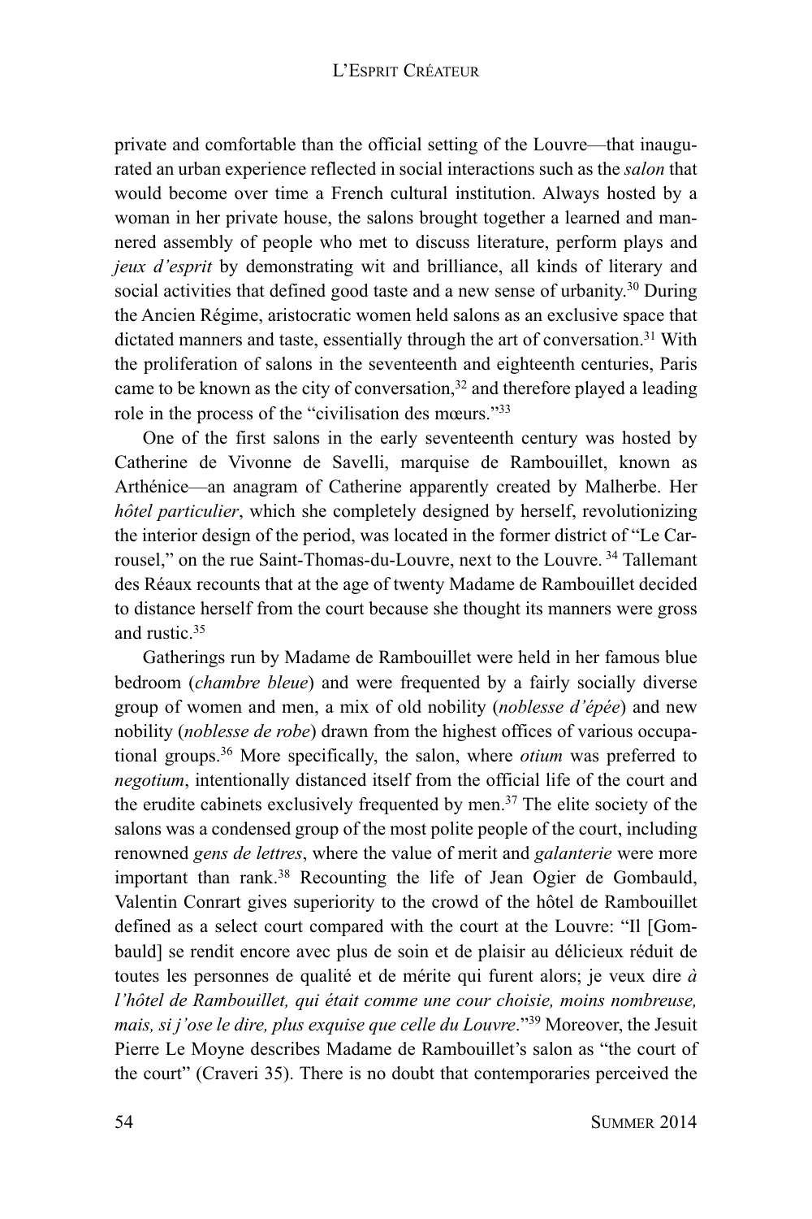private and comfortable than the official setting of the Louvre—that inaugurated an urban experience reflected in social interactions such as the *salon* that would become over time a French cultural institution. Always hosted by a woman in her private house, the salons brought together a learned and mannered assembly of people who met to discuss literature, perform plays and *jeux d'esprit* by demonstrating wit and brilliance, all kinds of literary and social activities that defined good taste and a new sense of urbanity.[30] During the Ancien Régime, aristocratic women held salons as an exclusive space that dictated manners and taste, essentially through the art of conversation.[31] With the proliferation of salons in the seventeenth and eighteenth centuries, Paris came to be known as the city of conversation,[32] and therefore played a leading role in the process of the "civilisation des mœurs."[33]

One of the first salons in the early seventeenth century was hosted by Catherine de Vivonne de Savelli, marquise de Rambouillet, known as Arthénice—an anagram of Catherine apparently created by Malherbe. Her *hôtel particulier*, which she completely designed by herself, revolutionizing the interior design of the period, was located in the former district of "Le Carrousel," on the rue Saint-Thomas-du-Louvre, next to the Louvre. [34] Tallemant des Réaux recounts that at the age of twenty Madame de Rambouillet decided to distance herself from the court because she thought its manners were gross and rustic.[35]

Gatherings run by Madame de Rambouillet were held in her famous blue bedroom (*chambre bleue*) and were frequented by a fairly socially diverse group of women and men, a mix of old nobility (*noblesse d'épée*) and new nobility (*noblesse de robe*) drawn from the highest offices of various occupational groups.[36] More specifically, the salon, where *otium* was preferred to *negotium*, intentionally distanced itself from the official life of the court and the erudite cabinets exclusively frequented by men.[37] The elite society of the salons was a condensed group of the most polite people of the court, including renowned *gens de lettres*, where the value of merit and *galanterie* were more important than rank.[38] Recounting the life of Jean Ogier de Gombauld, Valentin Conrart gives superiority to the crowd of the hôtel de Rambouillet defined as a select court compared with the court at the Louvre: "Il [Gombauld] se rendit encore avec plus de soin et de plaisir au délicieux réduit de toutes les personnes de qualité et de mérite qui furent alors; je veux dire *à l'hôtel de Rambouillet, qui était comme une cour choisie, moins nombreuse, mais, si j'ose le dire, plus exquise que celle du Louvre*."[39] Moreover, the Jesuit Pierre Le Moyne describes Madame de Rambouillet's salon as "the court of the court" (Craveri 35). There is no doubt that contemporaries perceived the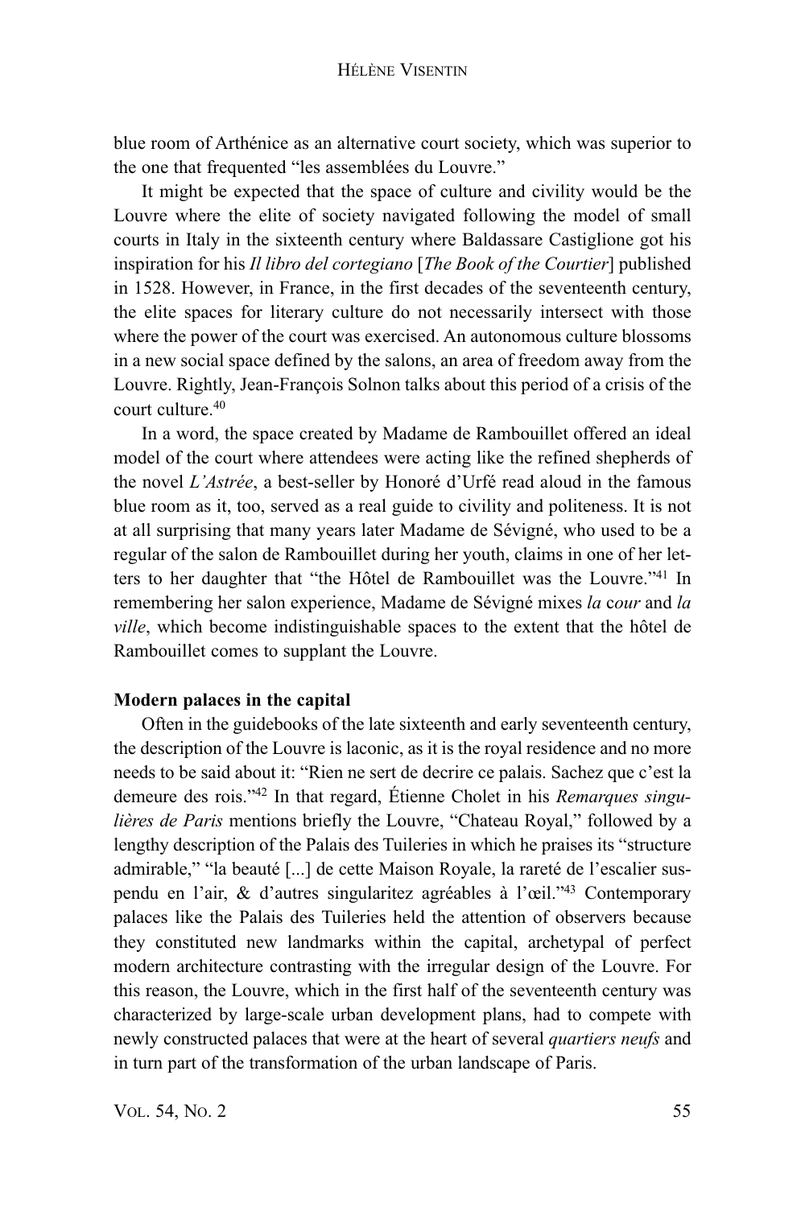blue room of Arthénice as an alternative court society, which was superior to the one that frequented "les assemblées du Louvre."

It might be expected that the space of culture and civility would be the Louvre where the elite of society navigated following the model of small courts in Italy in the sixteenth century where Baldassare Castiglione got his inspiration for his *Il libro del cortegiano* [*The Book of the Courtier*] published in 1528. However, in France, in the first decades of the seventeenth century, the elite spaces for literary culture do not necessarily intersect with those where the power of the court was exercised. An autonomous culture blossoms in a new social space defined by the salons, an area of freedom away from the Louvre. Rightly, Jean-François Solnon talks about this period of a crisis of the court culture.[40]

In a word, the space created by Madame de Rambouillet offered an ideal model of the court where attendees were acting like the refined shepherds of the novel *L'Astrée*, a best-seller by Honoré d'Urfé read aloud in the famous blue room as it, too, served as a real guide to civility and politeness. It is not at all surprising that many years later Madame de Sévigné, who used to be a regular of the salon de Rambouillet during her youth, claims in one of her letters to her daughter that "the Hôtel de Rambouillet was the Louvre."[41] In remembering her salon experience, Madame de Sévigné mixes *la cour* and *la ville*, which become indistinguishable spaces to the extent that the hôtel de Rambouillet comes to supplant the Louvre.

**Modern palaces in the capital**

Often in the guidebooks of the late sixteenth and early seventeenth century, the description of the Louvre is laconic, as it is the royal residence and no more needs to be said about it: "Rien ne sert de decrire ce palais. Sachez que c'est la demeure des rois."[42] In that regard, Étienne Cholet in his *Remarques singulières de Paris* mentions briefly the Louvre, "Chateau Royal," followed by a lengthy description of the Palais des Tuileries in which he praises its "structure admirable," "la beauté [...] de cette Maison Royale, la rareté de l'escalier suspendu en l'air, & d'autres singularitez agréables à l'œil."[43] Contemporary palaces like the Palais des Tuileries held the attention of observers because they constituted new landmarks within the capital, archetypal of perfect modern architecture contrasting with the irregular design of the Louvre. For this reason, the Louvre, which in the first half of the seventeenth century was characterized by large-scale urban development plans, had to compete with newly constructed palaces that were at the heart of several *quartiers neufs* and in turn part of the transformation of the urban landscape of Paris.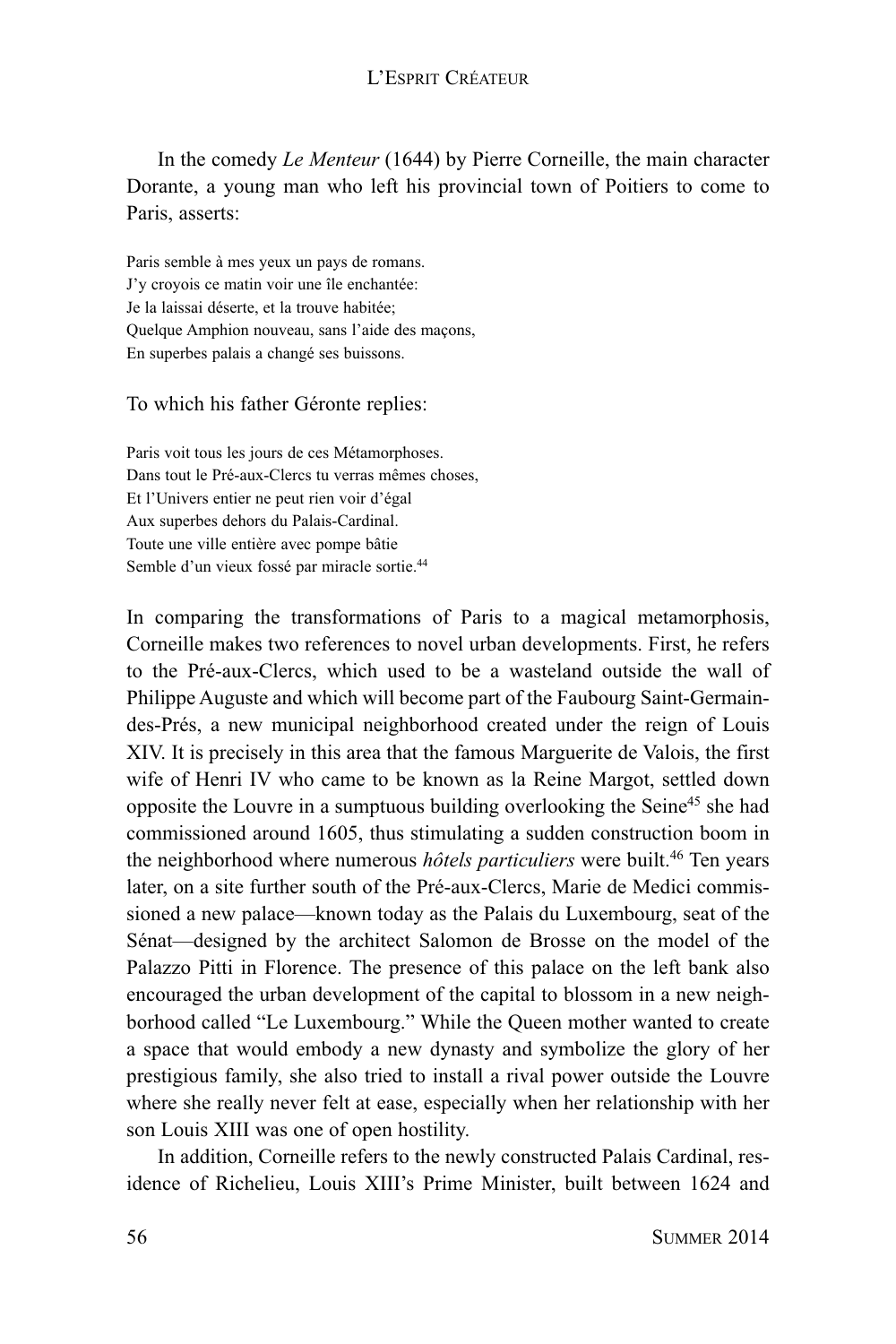In the comedy *Le Menteur* (1644) by Pierre Corneille, the main character Dorante, a young man who left his provincial town of Poitiers to come to Paris, asserts:

Paris semble à mes yeux un pays de romans.
J'y croyois ce matin voir une île enchantée:
Je la laissai déserte, et la trouve habitée;
Quelque Amphion nouveau, sans l'aide des maçons,
En superbes palais a changé ses buissons.

To which his father Géronte replies:

Paris voit tous les jours de ces Métamorphoses.
Dans tout le Pré-aux-Clercs tu verras mêmes choses,
Et l'Univers entier ne peut rien voir d'égal
Aux superbes dehors du Palais-Cardinal.
Toute une ville entière avec pompe bâtie
Semble d'un vieux fossé par miracle sortie.[44]

In comparing the transformations of Paris to a magical metamorphosis, Corneille makes two references to novel urban developments. First, he refers to the Pré-aux-Clercs, which used to be a wasteland outside the wall of Philippe Auguste and which will become part of the Faubourg Saint-Germain-des-Prés, a new municipal neighborhood created under the reign of Louis XIV. It is precisely in this area that the famous Marguerite de Valois, the first wife of Henri IV who came to be known as la Reine Margot, settled down opposite the Louvre in a sumptuous building overlooking the Seine[45] she had commissioned around 1605, thus stimulating a sudden construction boom in the neighborhood where numerous *hôtels particuliers* were built.[46] Ten years later, on a site further south of the Pré-aux-Clercs, Marie de Medici commissioned a new palace—known today as the Palais du Luxembourg, seat of the Sénat—designed by the architect Salomon de Brosse on the model of the Palazzo Pitti in Florence. The presence of this palace on the left bank also encouraged the urban development of the capital to blossom in a new neighborhood called "Le Luxembourg." While the Queen mother wanted to create a space that would embody a new dynasty and symbolize the glory of her prestigious family, she also tried to install a rival power outside the Louvre where she really never felt at ease, especially when her relationship with her son Louis XIII was one of open hostility.

In addition, Corneille refers to the newly constructed Palais Cardinal, residence of Richelieu, Louis XIII's Prime Minister, built between 1624 and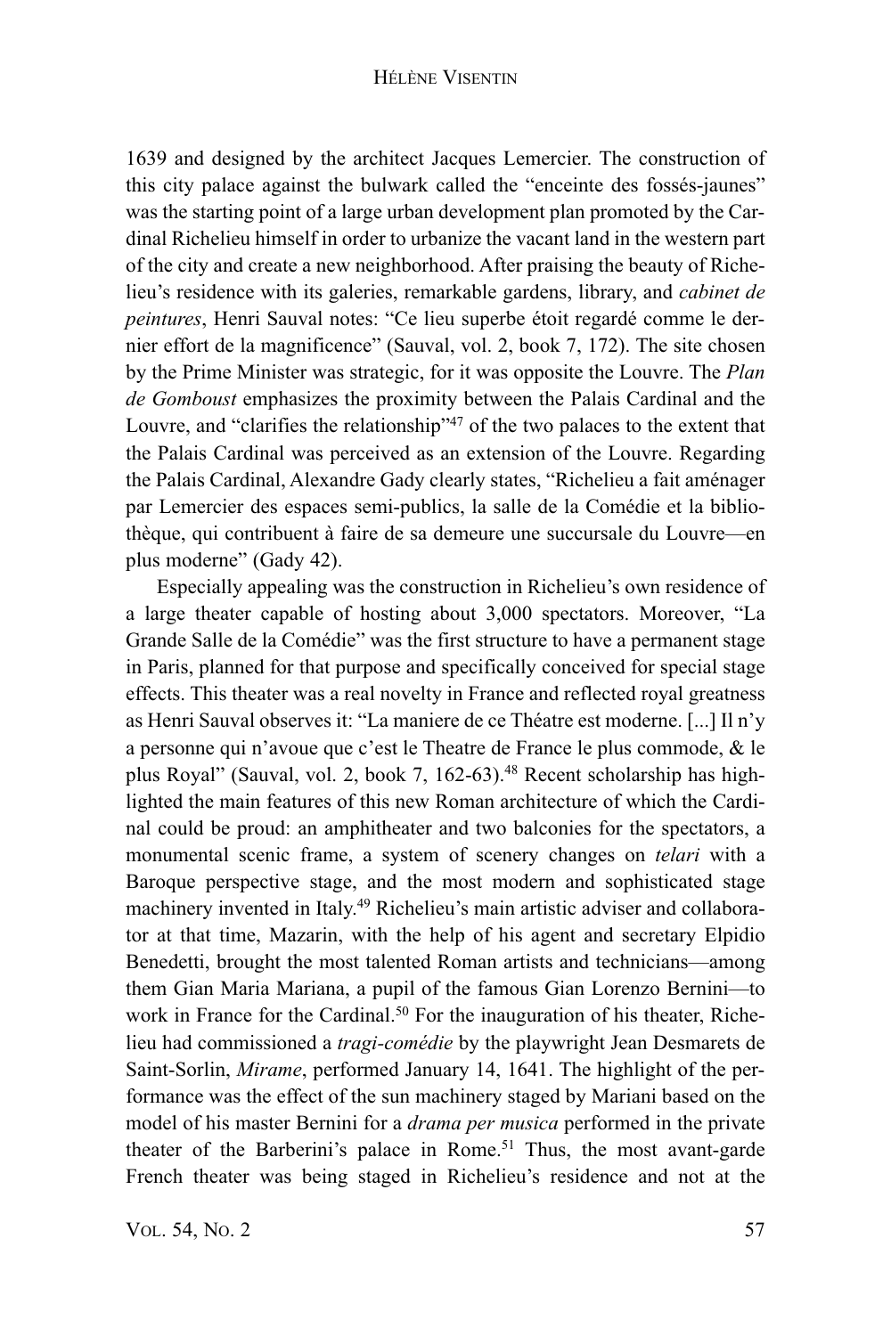1639 and designed by the architect Jacques Lemercier. The construction of this city palace against the bulwark called the "enceinte des fossés-jaunes" was the starting point of a large urban development plan promoted by the Cardinal Richelieu himself in order to urbanize the vacant land in the western part of the city and create a new neighborhood. After praising the beauty of Richelieu's residence with its galeries, remarkable gardens, library, and *cabinet de peintures*, Henri Sauval notes: "Ce lieu superbe étoit regardé comme le dernier effort de la magnificence" (Sauval, vol. 2, book 7, 172). The site chosen by the Prime Minister was strategic, for it was opposite the Louvre. The *Plan de Gomboust* emphasizes the proximity between the Palais Cardinal and the Louvre, and "clarifies the relationship"[47] of the two palaces to the extent that the Palais Cardinal was perceived as an extension of the Louvre. Regarding the Palais Cardinal, Alexandre Gady clearly states, "Richelieu a fait aménager par Lemercier des espaces semi-publics, la salle de la Comédie et la bibliothèque, qui contribuent à faire de sa demeure une succursale du Louvre—en plus moderne" (Gady 42).

Especially appealing was the construction in Richelieu's own residence of a large theater capable of hosting about 3,000 spectators. Moreover, "La Grande Salle de la Comédie" was the first structure to have a permanent stage in Paris, planned for that purpose and specifically conceived for special stage effects. This theater was a real novelty in France and reflected royal greatness as Henri Sauval observes it: "La maniere de ce Théatre est moderne. [...] Il n'y a personne qui n'avoue que c'est le Theatre de France le plus commode, & le plus Royal" (Sauval, vol. 2, book 7, 162-63).[48] Recent scholarship has highlighted the main features of this new Roman architecture of which the Cardinal could be proud: an amphitheater and two balconies for the spectators, a monumental scenic frame, a system of scenery changes on *telari* with a Baroque perspective stage, and the most modern and sophisticated stage machinery invented in Italy.[49] Richelieu's main artistic adviser and collaborator at that time, Mazarin, with the help of his agent and secretary Elpidio Benedetti, brought the most talented Roman artists and technicians—among them Gian Maria Mariana, a pupil of the famous Gian Lorenzo Bernini—to work in France for the Cardinal.[50] For the inauguration of his theater, Richelieu had commissioned a *tragi-comédie* by the playwright Jean Desmarets de Saint-Sorlin, *Mirame*, performed January 14, 1641. The highlight of the performance was the effect of the sun machinery staged by Mariani based on the model of his master Bernini for a *drama per musica* performed in the private theater of the Barberini's palace in Rome.[51] Thus, the most avant-garde French theater was being staged in Richelieu's residence and not at the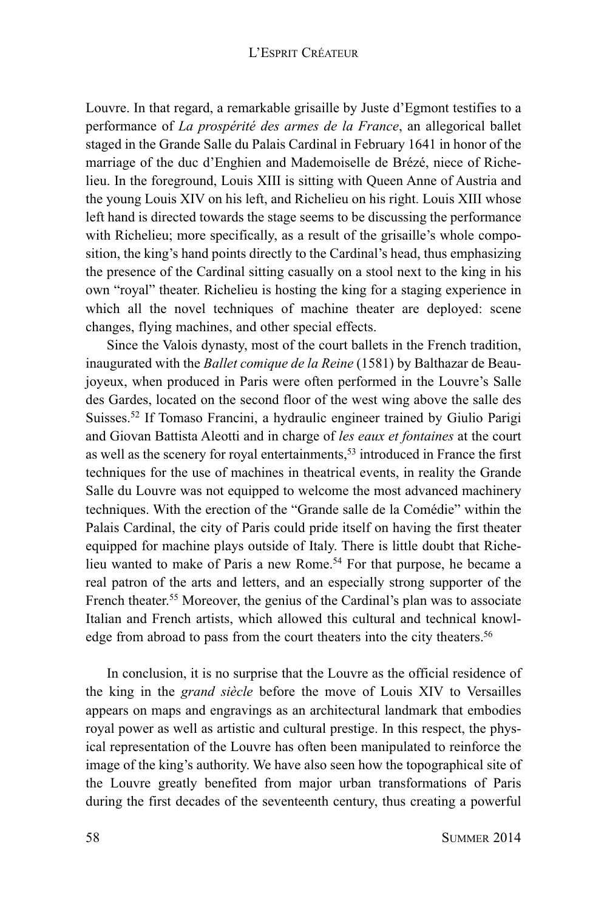Louvre. In that regard, a remarkable grisaille by Juste d'Egmont testifies to a performance of *La prospérité des armes de la France*, an allegorical ballet staged in the Grande Salle du Palais Cardinal in February 1641 in honor of the marriage of the duc d'Enghien and Mademoiselle de Brézé, niece of Richelieu. In the foreground, Louis XIII is sitting with Queen Anne of Austria and the young Louis XIV on his left, and Richelieu on his right. Louis XIII whose left hand is directed towards the stage seems to be discussing the performance with Richelieu; more specifically, as a result of the grisaille's whole composition, the king's hand points directly to the Cardinal's head, thus emphasizing the presence of the Cardinal sitting casually on a stool next to the king in his own "royal" theater. Richelieu is hosting the king for a staging experience in which all the novel techniques of machine theater are deployed: scene changes, flying machines, and other special effects.

Since the Valois dynasty, most of the court ballets in the French tradition, inaugurated with the *Ballet comique de la Reine* (1581) by Balthazar de Beaujoyeux, when produced in Paris were often performed in the Louvre's Salle des Gardes, located on the second floor of the west wing above the salle des Suisses.[52] If Tomaso Francini, a hydraulic engineer trained by Giulio Parigi and Giovan Battista Aleotti and in charge of *les eaux et fontaines* at the court as well as the scenery for royal entertainments,[53] introduced in France the first techniques for the use of machines in theatrical events, in reality the Grande Salle du Louvre was not equipped to welcome the most advanced machinery techniques. With the erection of the "Grande salle de la Comédie" within the Palais Cardinal, the city of Paris could pride itself on having the first theater equipped for machine plays outside of Italy. There is little doubt that Richelieu wanted to make of Paris a new Rome.[54] For that purpose, he became a real patron of the arts and letters, and an especially strong supporter of the French theater.[55] Moreover, the genius of the Cardinal's plan was to associate Italian and French artists, which allowed this cultural and technical knowledge from abroad to pass from the court theaters into the city theaters.[56]

In conclusion, it is no surprise that the Louvre as the official residence of the king in the *grand siècle* before the move of Louis XIV to Versailles appears on maps and engravings as an architectural landmark that embodies royal power as well as artistic and cultural prestige. In this respect, the physical representation of the Louvre has often been manipulated to reinforce the image of the king's authority. We have also seen how the topographical site of the Louvre greatly benefited from major urban transformations of Paris during the first decades of the seventeenth century, thus creating a powerful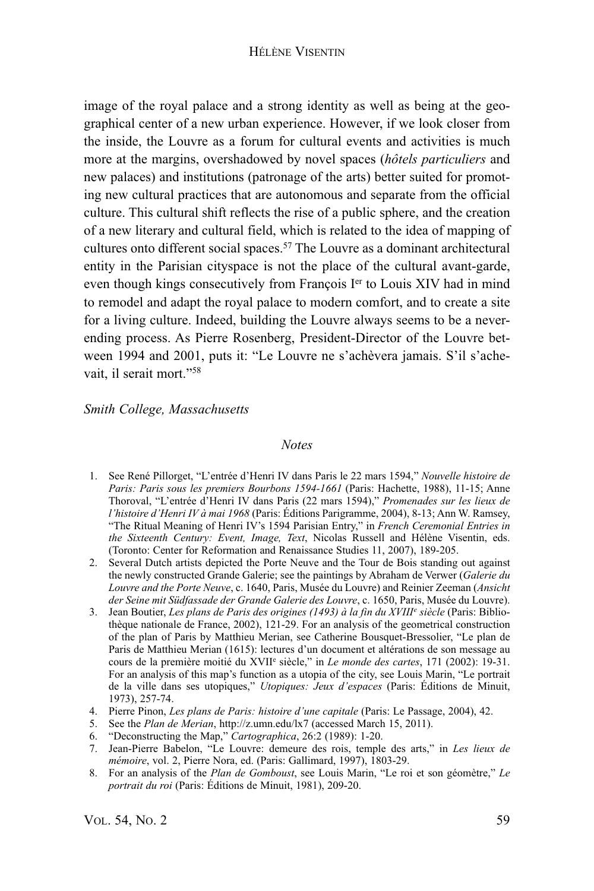image of the royal palace and a strong identity as well as being at the geographical center of a new urban experience. However, if we look closer from the inside, the Louvre as a forum for cultural events and activities is much more at the margins, overshadowed by novel spaces (*hôtels particuliers* and new palaces) and institutions (patronage of the arts) better suited for promoting new cultural practices that are autonomous and separate from the official culture. This cultural shift reflects the rise of a public sphere, and the creation of a new literary and cultural field, which is related to the idea of mapping of cultures onto different social spaces.[57] The Louvre as a dominant architectural entity in the Parisian cityspace is not the place of the cultural avant-garde, even though kings consecutively from François I<sup>er</sup> to Louis XIV had in mind to remodel and adapt the royal palace to modern comfort, and to create a site for a living culture. Indeed, building the Louvre always seems to be a never-ending process. As Pierre Rosenberg, President-Director of the Louvre between 1994 and 2001, puts it: "Le Louvre ne s'achèvera jamais. S'il s'achevait, il serait mort."[58]

*Smith College, Massachusetts*

## *Notes*

1. See René Pillorget, "L'entrée d'Henri IV dans Paris le 22 mars 1594," *Nouvelle histoire de Paris: Paris sous les premiers Bourbons 1594-1661* (Paris: Hachette, 1988), 11-15; Anne Thoroval, "L'entrée d'Henri IV dans Paris (22 mars 1594)," *Promenades sur les lieux de l'histoire d'Henri IV à mai 1968* (Paris: Éditions Parigramme, 2004), 8-13; Ann W. Ramsey, "The Ritual Meaning of Henri IV's 1594 Parisian Entry," in *French Ceremonial Entries in the Sixteenth Century: Event, Image, Text*, Nicolas Russell and Hélène Visentin, eds. (Toronto: Center for Reformation and Renaissance Studies 11, 2007), 189-205.
2. Several Dutch artists depicted the Porte Neuve and the Tour de Bois standing out against the newly constructed Grande Galerie; see the paintings by Abraham de Verwer (*Galerie du Louvre and the Porte Neuve*, c. 1640, Paris, Musée du Louvre) and Reinier Zeeman (*Ansicht der Seine mit Südfassade der Grande Galerie des Louvre*, c. 1650, Paris, Musée du Louvre).
3. Jean Boutier, *Les plans de Paris des origines (1493) à la fin du XVIII<sup>e</sup> siècle* (Paris: Bibliothèque nationale de France, 2002), 121-29. For an analysis of the geometrical construction of the plan of Paris by Matthieu Merian, see Catherine Bousquet-Bressolier, "Le plan de Paris de Matthieu Merian (1615): lectures d'un document et altérations de son message au cours de la première moitié du XVII<sup>e</sup> siècle," in *Le monde des cartes*, 171 (2002): 19-31. For an analysis of this map's function as a utopia of the city, see Louis Marin, "Le portrait de la ville dans ses utopiques," *Utopiques: Jeux d'espaces* (Paris: Éditions de Minuit, 1973), 257-74.
4. Pierre Pinon, *Les plans de Paris: histoire d'une capitale* (Paris: Le Passage, 2004), 42.
5. See the *Plan de Merian*, http://z.umn.edu/lx7 (accessed March 15, 2011).
6. "Deconstructing the Map," *Cartographica*, 26:2 (1989): 1-20.
7. Jean-Pierre Babelon, "Le Louvre: demeure des rois, temple des arts," in *Les lieux de mémoire*, vol. 2, Pierre Nora, ed. (Paris: Gallimard, 1997), 1803-29.
8. For an analysis of the *Plan de Gomboust*, see Louis Marin, "Le roi et son géomètre," *Le portrait du roi* (Paris: Éditions de Minuit, 1981), 209-20.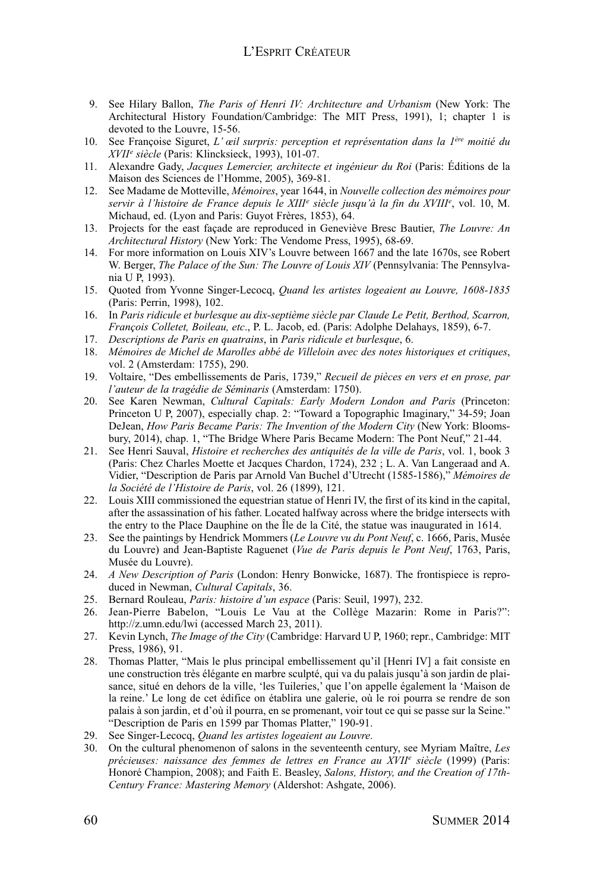9. See Hilary Ballon, *The Paris of Henri IV: Architecture and Urbanism* (New York: The Architectural History Foundation/Cambridge: The MIT Press, 1991), 1; chapter 1 is devoted to the Louvre, 15-56.
10. See Françoise Siguret, *L'œil surpris: perception et représentation dans la 1ère moitié du XVIIe siècle* (Paris: Klincksieck, 1993), 101-07.
11. Alexandre Gady, *Jacques Lemercier, architecte et ingénieur du Roi* (Paris: Éditions de la Maison des Sciences de l'Homme, 2005), 369-81.
12. See Madame de Motteville, *Mémoires*, year 1644, in *Nouvelle collection des mémoires pour servir à l'histoire de France depuis le XIIIe siècle jusqu'à la fin du XVIIIe*, vol. 10, M. Michaud, ed. (Lyon and Paris: Guyot Frères, 1853), 64.
13. Projects for the east façade are reproduced in Geneviève Bresc Bautier, *The Louvre: An Architectural History* (New York: The Vendome Press, 1995), 68-69.
14. For more information on Louis XIV's Louvre between 1667 and the late 1670s, see Robert W. Berger, *The Palace of the Sun: The Louvre of Louis XIV* (Pennsylvania: The Pennsylvania U P, 1993).
15. Quoted from Yvonne Singer-Lecocq, *Quand les artistes logeaient au Louvre, 1608-1835* (Paris: Perrin, 1998), 102.
16. In *Paris ridicule et burlesque au dix-septième siècle par Claude Le Petit, Berthod, Scarron, François Colletet, Boileau, etc*., P. L. Jacob, ed. (Paris: Adolphe Delahays, 1859), 6-7.
17. *Descriptions de Paris en quatrains*, in *Paris ridicule et burlesque*, 6.
18. *Mémoires de Michel de Marolles abbé de Villeloin avec des notes historiques et critiques*, vol. 2 (Amsterdam: 1755), 290.
19. Voltaire, "Des embellissements de Paris, 1739," *Recueil de pièces en vers et en prose, par l'auteur de la tragédie de Séminaris* (Amsterdam: 1750).
20. See Karen Newman, *Cultural Capitals: Early Modern London and Paris* (Princeton: Princeton U P, 2007), especially chap. 2: "Toward a Topographic Imaginary," 34-59; Joan DeJean, *How Paris Became Paris: The Invention of the Modern City* (New York: Bloomsbury, 2014), chap. 1, "The Bridge Where Paris Became Modern: The Pont Neuf," 21-44.
21. See Henri Sauval, *Histoire et recherches des antiquités de la ville de Paris*, vol. 1, book 3 (Paris: Chez Charles Moette et Jacques Chardon, 1724), 232 ; L. A. Van Langeraad and A. Vidier, "Description de Paris par Arnold Van Buchel d'Utrecht (1585-1586)," *Mémoires de la Société de l'Histoire de Paris*, vol. 26 (1899), 121.
22. Louis XIII commissioned the equestrian statue of Henri IV, the first of its kind in the capital, after the assassination of his father. Located halfway across where the bridge intersects with the entry to the Place Dauphine on the Île de la Cité, the statue was inaugurated in 1614.
23. See the paintings by Hendrick Mommers (*Le Louvre vu du Pont Neuf*, c. 1666, Paris, Musée du Louvre) and Jean-Baptiste Raguenet (*Vue de Paris depuis le Pont Neuf*, 1763, Paris, Musée du Louvre).
24. *A New Description of Paris* (London: Henry Bonwicke, 1687). The frontispiece is reproduced in Newman, *Cultural Capitals*, 36.
25. Bernard Rouleau, *Paris: histoire d'un espace* (Paris: Seuil, 1997), 232.
26. Jean-Pierre Babelon, "Louis Le Vau at the Collège Mazarin: Rome in Paris?": http://z.umn.edu/lwi (accessed March 23, 2011).
27. Kevin Lynch, *The Image of the City* (Cambridge: Harvard U P, 1960; repr., Cambridge: MIT Press, 1986), 91.
28. Thomas Platter, "Mais le plus principal embellissement qu'il [Henri IV] a fait consiste en une construction très élégante en marbre sculpté, qui va du palais jusqu'à son jardin de plaisance, situé en dehors de la ville, 'les Tuileries,' que l'on appelle également la 'Maison de la reine.' Le long de cet édifice on établira une galerie, où le roi pourra se rendre de son palais à son jardin, et d'où il pourra, en se promenant, voir tout ce qui se passe sur la Seine." "Description de Paris en 1599 par Thomas Platter," 190-91.
29. See Singer-Lecocq, *Quand les artistes logeaient au Louvre*.
30. On the cultural phenomenon of salons in the seventeenth century, see Myriam Maître, *Les précieuses: naissance des femmes de lettres en France au XVIIe siècle* (1999) (Paris: Honoré Champion, 2008); and Faith E. Beasley, *Salons, History, and the Creation of 17th-Century France: Mastering Memory* (Aldershot: Ashgate, 2006).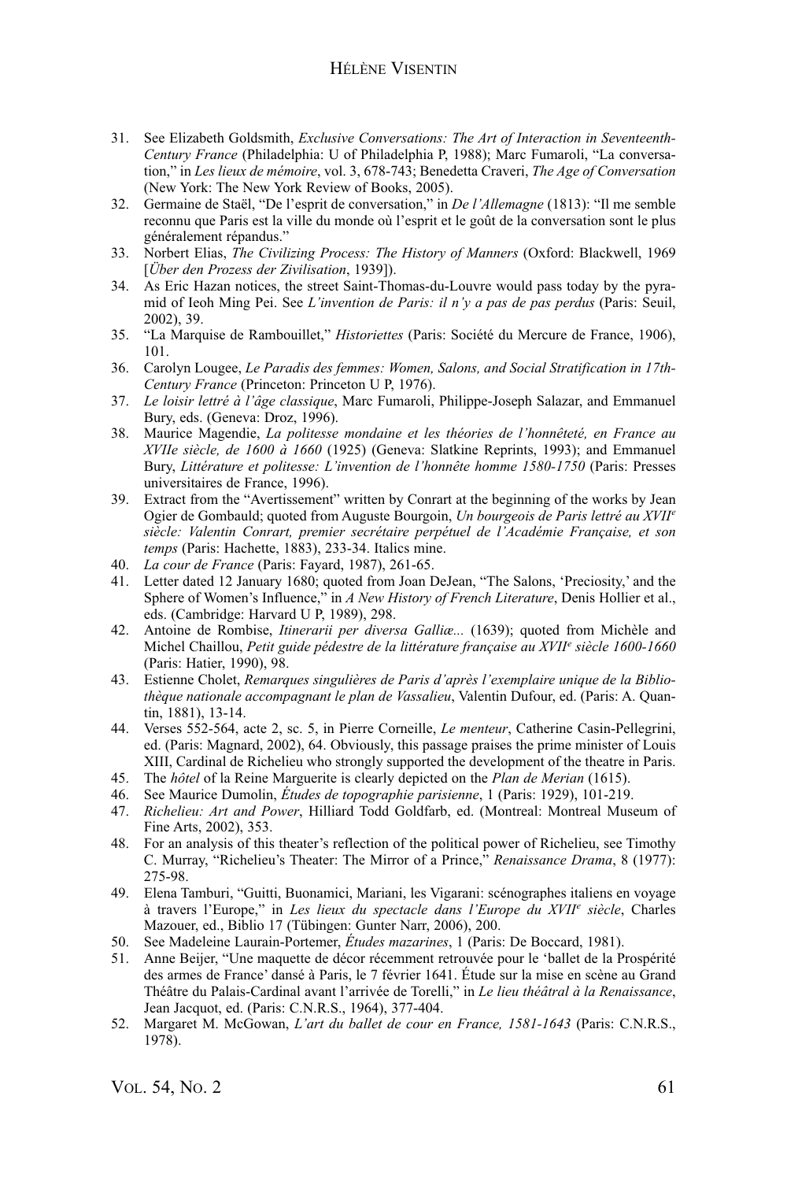31. See Elizabeth Goldsmith, *Exclusive Conversations: The Art of Interaction in Seventeenth-Century France* (Philadelphia: U of Philadelphia P, 1988); Marc Fumaroli, "La conversation," in *Les lieux de mémoire*, vol. 3, 678-743; Benedetta Craveri, *The Age of Conversation* (New York: The New York Review of Books, 2005).
32. Germaine de Staël, "De l'esprit de conversation," in *De l'Allemagne* (1813): "Il me semble reconnu que Paris est la ville du monde où l'esprit et le goût de la conversation sont le plus généralement répandus."
33. Norbert Elias, *The Civilizing Process: The History of Manners* (Oxford: Blackwell, 1969 [*Über den Prozess der Zivilisation*, 1939]).
34. As Eric Hazan notices, the street Saint-Thomas-du-Louvre would pass today by the pyramid of Ieoh Ming Pei. See *L'invention de Paris: il n'y a pas de pas perdus* (Paris: Seuil, 2002), 39.
35. "La Marquise de Rambouillet," *Historiettes* (Paris: Société du Mercure de France, 1906), 101.
36. Carolyn Lougee, *Le Paradis des femmes: Women, Salons, and Social Stratification in 17th-Century France* (Princeton: Princeton U P, 1976).
37. *Le loisir lettré à l'âge classique*, Marc Fumaroli, Philippe-Joseph Salazar, and Emmanuel Bury, eds. (Geneva: Droz, 1996).
38. Maurice Magendie, *La politesse mondaine et les théories de l'honnêteté, en France au XVIIe siècle, de 1600 à 1660* (1925) (Geneva: Slatkine Reprints, 1993); and Emmanuel Bury, *Littérature et politesse: L'invention de l'honnête homme 1580-1750* (Paris: Presses universitaires de France, 1996).
39. Extract from the "Avertissement" written by Conrart at the beginning of the works by Jean Ogier de Gombauld; quoted from Auguste Bourgoin, *Un bourgeois de Paris lettré au XVII^e siècle: Valentin Conrart, premier secrétaire perpétuel de l'Académie Française, et son temps* (Paris: Hachette, 1883), 233-34. Italics mine.
40. *La cour de France* (Paris: Fayard, 1987), 261-65.
41. Letter dated 12 January 1680; quoted from Joan DeJean, "The Salons, 'Preciosity,' and the Sphere of Women's Influence," in *A New History of French Literature*, Denis Hollier et al., eds. (Cambridge: Harvard U P, 1989), 298.
42. Antoine de Rombise, *Itinerarii per diversa Galliæ...* (1639); quoted from Michèle and Michel Chaillou, *Petit guide pédestre de la littérature française au XVII^e siècle 1600-1660* (Paris: Hatier, 1990), 98.
43. Estienne Cholet, *Remarques singulières de Paris d'après l'exemplaire unique de la Bibliothèque nationale accompagnant le plan de Vassalieu*, Valentin Dufour, ed. (Paris: A. Quantin, 1881), 13-14.
44. Verses 552-564, acte 2, sc. 5, in Pierre Corneille, *Le menteur*, Catherine Casin-Pellegrini, ed. (Paris: Magnard, 2002), 64. Obviously, this passage praises the prime minister of Louis XIII, Cardinal de Richelieu who strongly supported the development of the theatre in Paris.
45. The *hôtel* of la Reine Marguerite is clearly depicted on the *Plan de Merian* (1615).
46. See Maurice Dumolin, *Études de topographie parisienne*, 1 (Paris: 1929), 101-219.
47. *Richelieu: Art and Power*, Hilliard Todd Goldfarb, ed. (Montreal: Montreal Museum of Fine Arts, 2002), 353.
48. For an analysis of this theater's reflection of the political power of Richelieu, see Timothy C. Murray, "Richelieu's Theater: The Mirror of a Prince," *Renaissance Drama*, 8 (1977): 275-98.
49. Elena Tamburi, "Guitti, Buonamici, Mariani, les Vigarani: scénographes italiens en voyage à travers l'Europe," in *Les lieux du spectacle dans l'Europe du XVII^e siècle*, Charles Mazouer, ed., Biblio 17 (Tübingen: Gunter Narr, 2006), 200.
50. See Madeleine Laurain-Portemer, *Études mazarines*, 1 (Paris: De Boccard, 1981).
51. Anne Beijer, "Une maquette de décor récemment retrouvée pour le 'ballet de la Prospérité des armes de France' dansé à Paris, le 7 février 1641. Étude sur la mise en scène au Grand Théâtre du Palais-Cardinal avant l'arrivée de Torelli," in *Le lieu théâtral à la Renaissance*, Jean Jacquot, ed. (Paris: C.N.R.S., 1964), 377-404.
52. Margaret M. McGowan, *L'art du ballet de cour en France, 1581-1643* (Paris: C.N.R.S., 1978).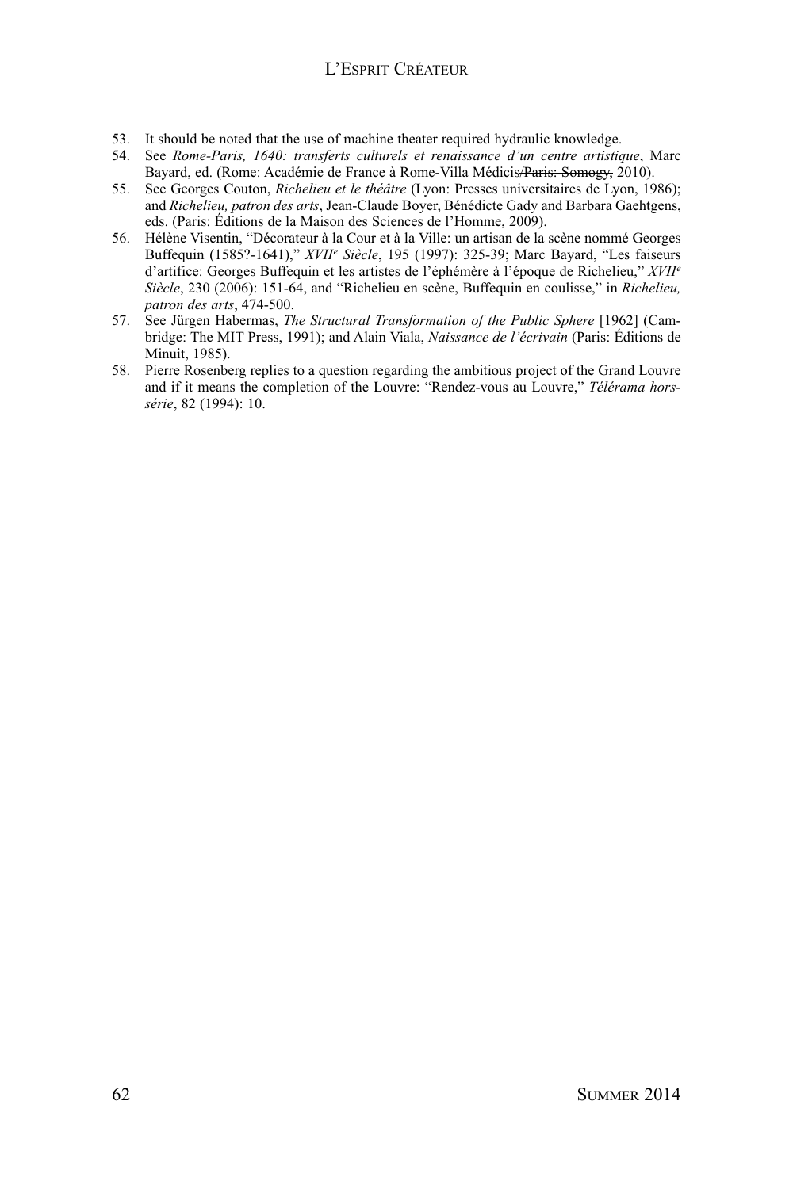53. It should be noted that the use of machine theater required hydraulic knowledge.
54. See *Rome-Paris, 1640: transferts culturels et renaissance d'un centre artistique*, Marc Bayard, ed. (Rome: Académie de France à Rome-Villa Médicis/~~Paris: Somogy,~~ 2010).
55. See Georges Couton, *Richelieu et le théâtre* (Lyon: Presses universitaires de Lyon, 1986); and *Richelieu, patron des arts*, Jean-Claude Boyer, Bénédicte Gady and Barbara Gaehtgens, eds. (Paris: Éditions de la Maison des Sciences de l'Homme, 2009).
56. Hélène Visentin, "Décorateur à la Cour et à la Ville: un artisan de la scène nommé Georges Buffequin (1585?-1641)," *XVII^e Siècle*, 195 (1997): 325-39; Marc Bayard, "Les faiseurs d'artifice: Georges Buffequin et les artistes de l'éphémère à l'époque de Richelieu," *XVII^e Siècle*, 230 (2006): 151-64, and "Richelieu en scène, Buffequin en coulisse," in *Richelieu, patron des arts*, 474-500.
57. See Jürgen Habermas, *The Structural Transformation of the Public Sphere* [1962] (Cambridge: The MIT Press, 1991); and Alain Viala, *Naissance de l'écrivain* (Paris: Éditions de Minuit, 1985).
58. Pierre Rosenberg replies to a question regarding the ambitious project of the Grand Louvre and if it means the completion of the Louvre: "Rendez-vous au Louvre," *Télérama hors-série*, 82 (1994): 10.